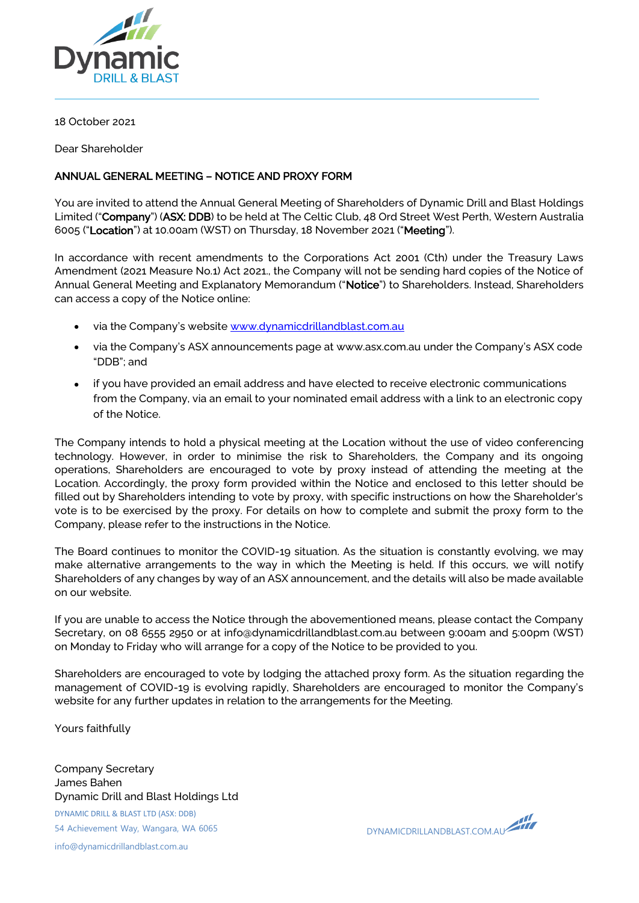Dynamic
DRILL & BLAST

18 October 2021

Dear Shareholder

**ANNUAL GENERAL MEETING – NOTICE AND PROXY FORM**

You are invited to attend the Annual General Meeting of Shareholders of Dynamic Drill and Blast Holdings Limited ("**Company**") (**ASX: DDB**) to be held at The Celtic Club, 48 Ord Street West Perth, Western Australia 6005 ("**Location**") at 10.00am (WST) on Thursday, 18 November 2021 ("**Meeting**").

In accordance with recent amendments to the Corporations Act 2001 (Cth) under the Treasury Laws Amendment (2021 Measure No.1) Act 2021., the Company will not be sending hard copies of the Notice of Annual General Meeting and Explanatory Memorandum ("**Notice**") to Shareholders. Instead, Shareholders can access a copy of the Notice online:

- via the Company's website [www.dynamicdrillandblast.com.au](www.dynamicdrillandblast.com.au)
- via the Company's ASX announcements page at www.asx.com.au under the Company's ASX code "DDB"; and
- if you have provided an email address and have elected to receive electronic communications from the Company, via an email to your nominated email address with a link to an electronic copy of the Notice.

The Company intends to hold a physical meeting at the Location without the use of video conferencing technology. However, in order to minimise the risk to Shareholders, the Company and its ongoing operations, Shareholders are encouraged to vote by proxy instead of attending the meeting at the Location. Accordingly, the proxy form provided within the Notice and enclosed to this letter should be filled out by Shareholders intending to vote by proxy, with specific instructions on how the Shareholder's vote is to be exercised by the proxy. For details on how to complete and submit the proxy form to the Company, please refer to the instructions in the Notice.

The Board continues to monitor the COVID-19 situation. As the situation is constantly evolving, we may make alternative arrangements to the way in which the Meeting is held. If this occurs, we will notify Shareholders of any changes by way of an ASX announcement, and the details will also be made available on our website.

If you are unable to access the Notice through the abovementioned means, please contact the Company Secretary, on 08 6555 2950 or at info@dynamicdrillandblast.com.au between 9:00am and 5:00pm (WST) on Monday to Friday who will arrange for a copy of the Notice to be provided to you.

Shareholders are encouraged to vote by lodging the attached proxy form. As the situation regarding the management of COVID-19 is evolving rapidly, Shareholders are encouraged to monitor the Company's website for any further updates in relation to the arrangements for the Meeting.

Yours faithfully

Company Secretary
James Bahen
Dynamic Drill and Blast Holdings Ltd

DYNAMIC DRILL & BLAST LTD (ASX: DDB)
54 Achievement Way, Wangara, WA 6065
info@dynamicdrillandblast.com.au

DYNAMICDRILLANDBLAST.COM.AU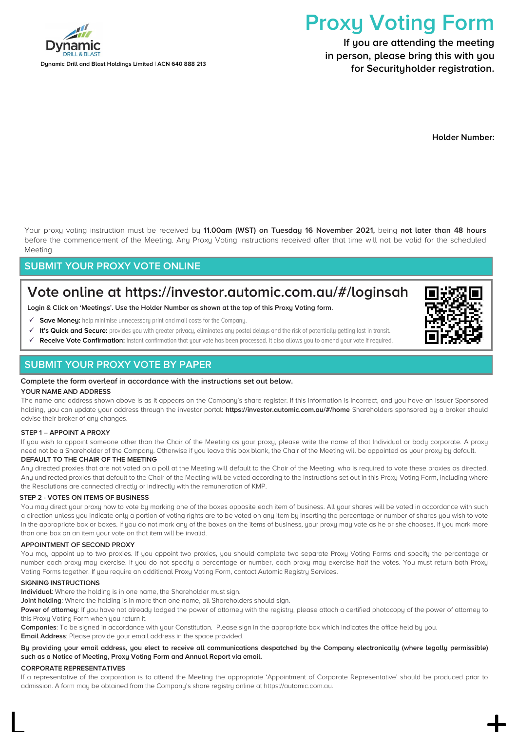Dynamic Drill and Blast Holdings Limited | ACN 640 888 213

# Proxy Voting Form

**If you are attending the meeting in person, please bring this with you for Securityholder registration.**

**Holder Number:**

Your proxy voting instruction must be received by **11.00am (WST) on Tuesday 16 November 2021,** being **not later than 48 hours** before the commencement of the Meeting. Any Proxy Voting instructions received after that time will not be valid for the scheduled Meeting.

## SUBMIT YOUR PROXY VOTE ONLINE

## Vote online at https://investor.automic.com.au/#/loginsah

**Login & Click on 'Meetings'. Use the Holder Number as shown at the top of this Proxy Voting form.**

- ✓ **Save Money:** help minimise unnecessary print and mail costs for the Company.
- ✓ **It's Quick and Secure:** provides you with greater privacy, eliminates any postal delays and the risk of potentially getting lost in transit.
- ✓ **Receive Vote Confirmation:** instant confirmation that your vote has been processed. It also allows you to amend your vote if required.

## SUBMIT YOUR PROXY VOTE BY PAPER

**Complete the form overleaf in accordance with the instructions set out below.**

### YOUR NAME AND ADDRESS

The name and address shown above is as it appears on the Company's share register. If this information is incorrect, and you have an Issuer Sponsored holding, you can update your address through the investor portal: **https://investor.automic.com.au/#/home** Shareholders sponsored by a broker should advise their broker of any changes.

### STEP 1 – APPOINT A PROXY

If you wish to appoint someone other than the Chair of the Meeting as your proxy, please write the name of that Individual or body corporate. A proxy need not be a Shareholder of the Company. Otherwise if you leave this box blank, the Chair of the Meeting will be appointed as your proxy by default.

### DEFAULT TO THE CHAIR OF THE MEETING

Any directed proxies that are not voted on a poll at the Meeting will default to the Chair of the Meeting, who is required to vote these proxies as directed. Any undirected proxies that default to the Chair of the Meeting will be voted according to the instructions set out in this Proxy Voting Form, including where the Resolutions are connected directly or indirectly with the remuneration of KMP.

### STEP 2 - VOTES ON ITEMS OF BUSINESS

You may direct your proxy how to vote by marking one of the boxes opposite each item of business. All your shares will be voted in accordance with such a direction unless you indicate only a portion of voting rights are to be voted on any item by inserting the percentage or number of shares you wish to vote in the appropriate box or boxes. If you do not mark any of the boxes on the items of business, your proxy may vote as he or she chooses. If you mark more than one box on an item your vote on that item will be invalid.

### APPOINTMENT OF SECOND PROXY

You may appoint up to two proxies. If you appoint two proxies, you should complete two separate Proxy Voting Forms and specify the percentage or number each proxy may exercise. If you do not specify a percentage or number, each proxy may exercise half the votes. You must return both Proxy Voting Forms together. If you require an additional Proxy Voting Form, contact Automic Registry Services.

### SIGNING INSTRUCTIONS

**Individual**: Where the holding is in one name, the Shareholder must sign.

**Joint holding**: Where the holding is in more than one name, all Shareholders should sign.

**Power of attorney**: If you have not already lodged the power of attorney with the registry, please attach a certified photocopy of the power of attorney to this Proxy Voting Form when you return it.

**Companies**: To be signed in accordance with your Constitution. Please sign in the appropriate box which indicates the office held by you.

**Email Address**: Please provide your email address in the space provided.

**By providing your email address, you elect to receive all communications despatched by the Company electronically (where legally permissible) such as a Notice of Meeting, Proxy Voting Form and Annual Report via email.**

### CORPORATE REPRESENTATIVES

If a representative of the corporation is to attend the Meeting the appropriate 'Appointment of Corporate Representative' should be produced prior to admission. A form may be obtained from the Company's share registry online at https://automic.com.au.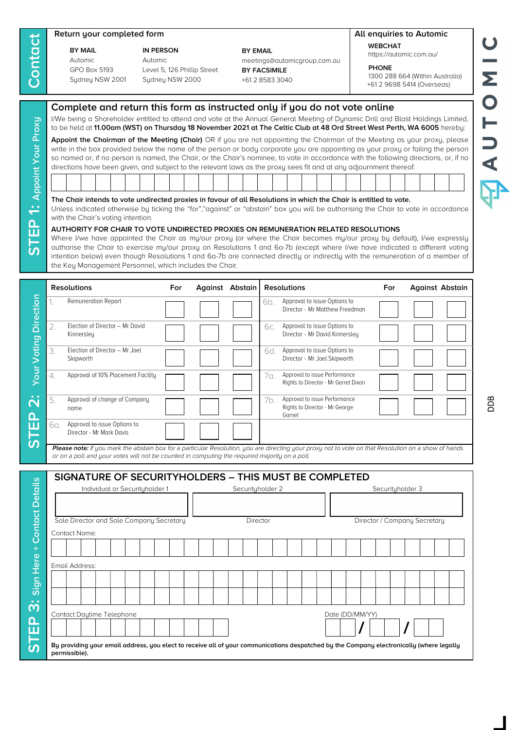## Contact

**Return your completed form**

**BY MAIL**
Automic
GPO Box 5193
Sydney NSW 2001

**IN PERSON**
Automic
Level 5, 126 Phillip Street
Sydney NSW 2000

**BY EMAIL**
meetings@automicgroup.com.au

**BY FACSIMILE**
+61 2 8583 3040

**All enquiries to Automic**

**WEBCHAT**
https://automic.com.au/

**PHONE**
1300 288 664 (Within Australia)
+61 2 9698 5414 (Overseas)

AUTOMIC

## STEP 1: Appoint Your Proxy

### Complete and return this form as instructed only if you do not vote online

I/We being a Shareholder entitled to attend and vote at the Annual General Meeting of Dynamic Drill and Blast Holdings Limited, to be held at **11.00am (WST) on Thursday 18 November 2021 at The Celtic Club at 48 Ord Street West Perth, WA 6005** hereby:

**Appoint the Chairman of the Meeting (Chair)** OR if you are not appointing the Chairman of the Meeting as your proxy, please write in the box provided below the name of the person or body corporate you are appointing as your proxy or failing the person so named or, if no person is named, the Chair, or the Chair's nominee, to vote in accordance with the following directions, or, if no directions have been given, and subject to the relevant laws as the proxy sees fit and at any adjournment thereof.

**The Chair intends to vote undirected proxies in favour of all Resolutions in which the Chair is entitled to vote.**
Unless indicated otherwise by ticking the "for","against" or "abstain" box you will be authorising the Chair to vote in accordance with the Chair's voting intention.

**AUTHORITY FOR CHAIR TO VOTE UNDIRECTED PROXIES ON REMUNERATION RELATED RESOLUTIONS**
Where I/we have appointed the Chair as my/our proxy (or where the Chair becomes my/our proxy by default), I/we expressly authorise the Chair to exercise my/our proxy on Resolutions 1 and 6a-7b (except where I/we have indicated a different voting intention below) even though Resolutions 1 and 6a-7b are connected directly or indirectly with the remuneration of a member of the Key Management Personnel, which includes the Chair.

## STEP 2: Your Voting Direction

| Resolutions | For | Against | Abstain | Resolutions | For | Against | Abstain |
|---|---|---|---|---|---|---|---|
| 1. Remuneration Report | | | | 6b. Approval to issue Options to Director - Mr Matthew Freedman | | | |
| 2. Election of Director – Mr David Kinnersley | | | | 6c. Approval to issue Options to Director - Mr David Kinnersley | | | |
| 3. Election of Director – Mr Joel Skipworth | | | | 6d. Approval to issue Options to Director - Mr Joel Skipworth | | | |
| 4. Approval of 10% Placement Facility | | | | 7a. Approval to issue Performance Rights to Director - Mr Garret Dixon | | | |
| 5. Approval of change of Company name | | | | 7b. Approval to issue Performance Rights to Director - Mr George Garnet | | | |
| 6a. Approval to issue Options to Director - Mr Mark Davis | | | | | | | |

***Please note:*** *If you mark the abstain box for a particular Resolution, you are directing your proxy not to vote on that Resolution on a show of hands or on a poll and your votes will not be counted in computing the required majority on a poll.*

## STEP 3: Sign Here + Contact Details

### SIGNATURE OF SECURITYHOLDERS – THIS MUST BE COMPLETED

| Individual or Securityholder 1 | Securityholder 2 | Securityholder 3 |
|---|---|---|
| | | |
| Sole Director and Sole Company Secretary | Director | Director / Company Secretary |

Contact Name:

Email Address:

Contact Daytime Telephone

Date (DD/MM/YY) / /

**By providing your email address, you elect to receive all of your communications despatched by the Company electronically (where legally permissible).**

DDB